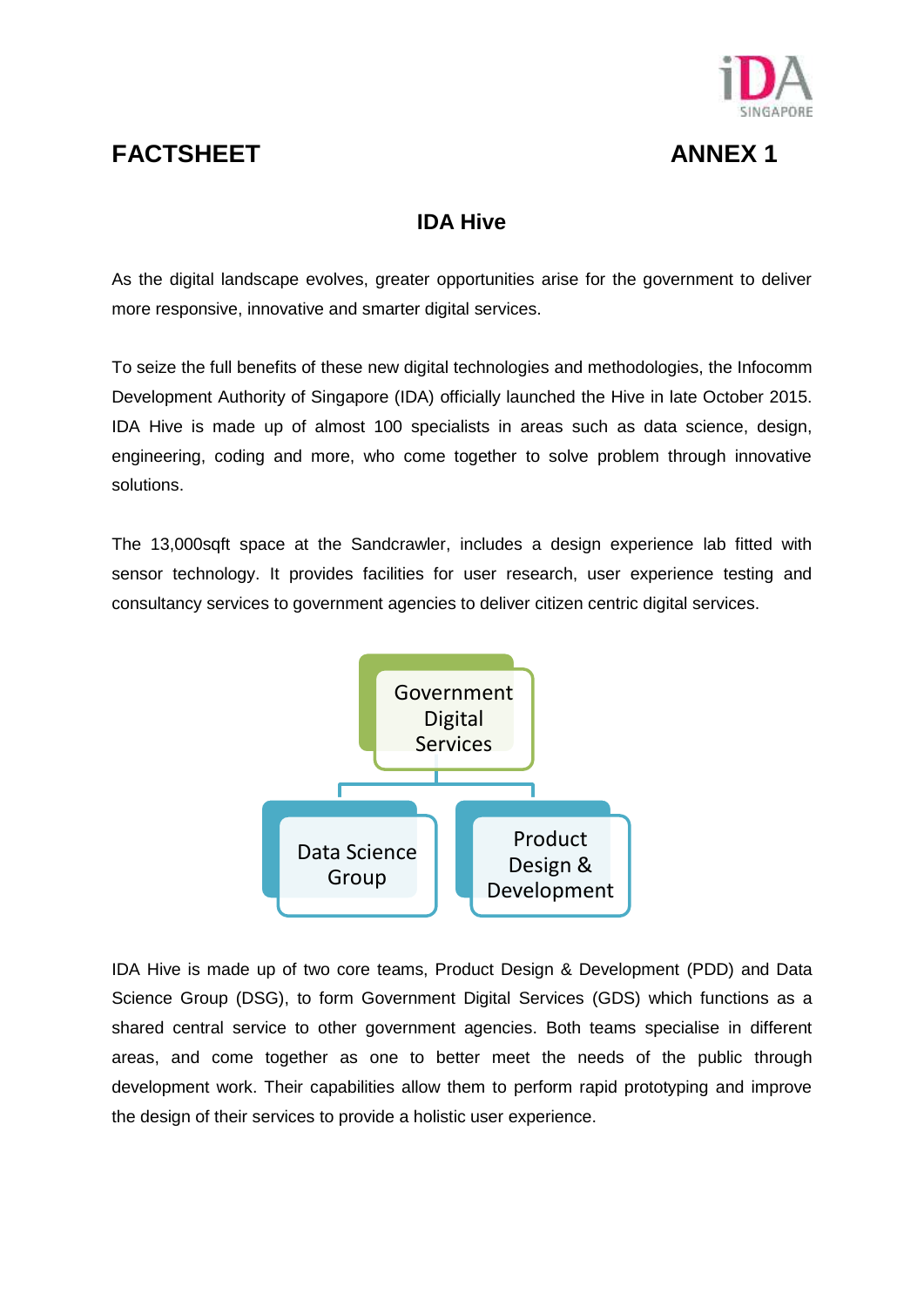**FACTSHEET** **ANNEX 1**

# IDA Hive

As the digital landscape evolves, greater opportunities arise for the government to deliver more responsive, innovative and smarter digital services.

To seize the full benefits of these new digital technologies and methodologies, the Infocomm Development Authority of Singapore (IDA) officially launched the Hive in late October 2015. IDA Hive is made up of almost 100 specialists in areas such as data science, design, engineering, coding and more, who come together to solve problem through innovative solutions.

The 13,000sqft space at the Sandcrawler, includes a design experience lab fitted with sensor technology. It provides facilities for user research, user experience testing and consultancy services to government agencies to deliver citizen centric digital services.

Government Digital Services

Data Science Group

Product Design & Development

IDA Hive is made up of two core teams, Product Design & Development (PDD) and Data Science Group (DSG), to form Government Digital Services (GDS) which functions as a shared central service to other government agencies. Both teams specialise in different areas, and come together as one to better meet the needs of the public through development work. Their capabilities allow them to perform rapid prototyping and improve the design of their services to provide a holistic user experience.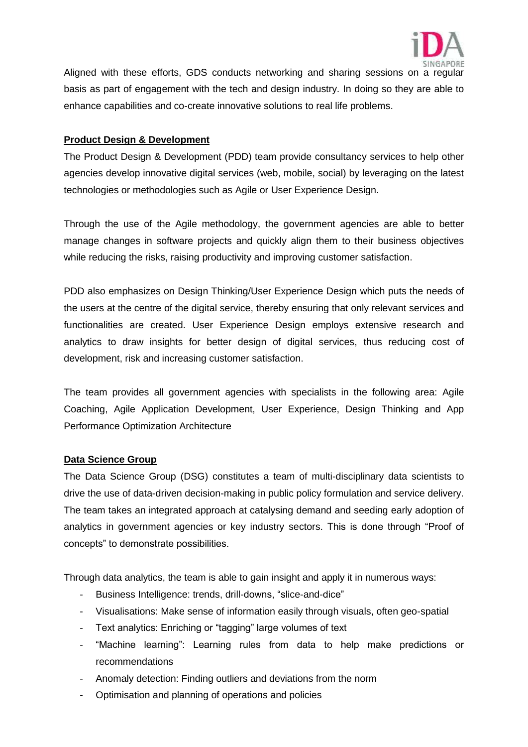Aligned with these efforts, GDS conducts networking and sharing sessions on a regular basis as part of engagement with the tech and design industry. In doing so they are able to enhance capabilities and co-create innovative solutions to real life problems.

**Product Design & Development**

The Product Design & Development (PDD) team provide consultancy services to help other agencies develop innovative digital services (web, mobile, social) by leveraging on the latest technologies or methodologies such as Agile or User Experience Design.

Through the use of the Agile methodology, the government agencies are able to better manage changes in software projects and quickly align them to their business objectives while reducing the risks, raising productivity and improving customer satisfaction.

PDD also emphasizes on Design Thinking/User Experience Design which puts the needs of the users at the centre of the digital service, thereby ensuring that only relevant services and functionalities are created. User Experience Design employs extensive research and analytics to draw insights for better design of digital services, thus reducing cost of development, risk and increasing customer satisfaction.

The team provides all government agencies with specialists in the following area: Agile Coaching, Agile Application Development, User Experience, Design Thinking and App Performance Optimization Architecture

**Data Science Group**

The Data Science Group (DSG) constitutes a team of multi-disciplinary data scientists to drive the use of data-driven decision-making in public policy formulation and service delivery. The team takes an integrated approach at catalysing demand and seeding early adoption of analytics in government agencies or key industry sectors. This is done through "Proof of concepts" to demonstrate possibilities.

Through data analytics, the team is able to gain insight and apply it in numerous ways:

- Business Intelligence: trends, drill-downs, "slice-and-dice"
- Visualisations: Make sense of information easily through visuals, often geo-spatial
- Text analytics: Enriching or "tagging" large volumes of text
- "Machine learning": Learning rules from data to help make predictions or recommendations
- Anomaly detection: Finding outliers and deviations from the norm
- Optimisation and planning of operations and policies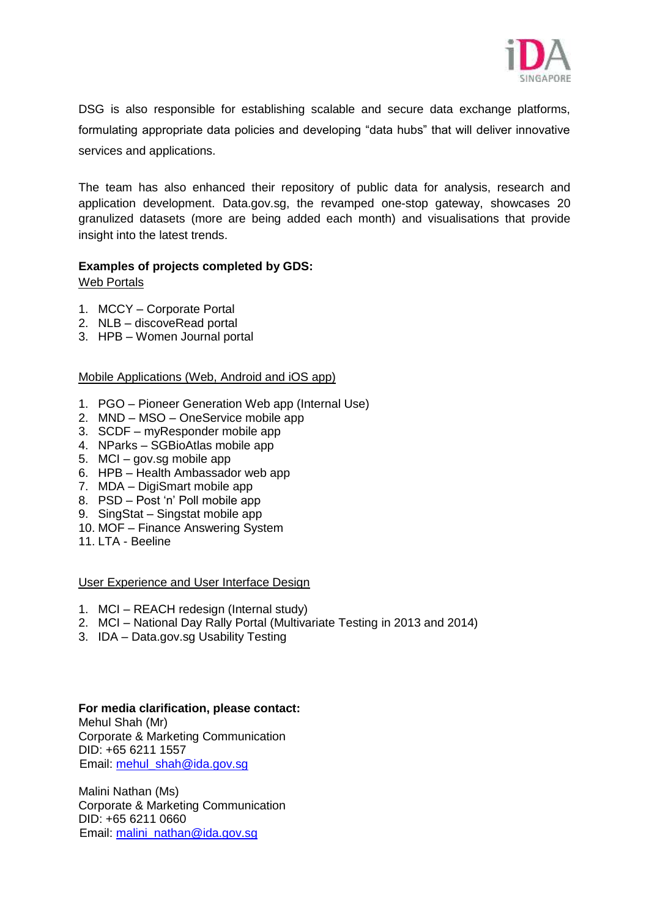DSG is also responsible for establishing scalable and secure data exchange platforms, formulating appropriate data policies and developing "data hubs" that will deliver innovative services and applications.

The team has also enhanced their repository of public data for analysis, research and application development. Data.gov.sg, the revamped one-stop gateway, showcases 20 granulized datasets (more are being added each month) and visualisations that provide insight into the latest trends.

**Examples of projects completed by GDS:**

Web Portals

1. MCCY – Corporate Portal
2. NLB – discoveRead portal
3. HPB – Women Journal portal

Mobile Applications (Web, Android and iOS app)

1. PGO – Pioneer Generation Web app (Internal Use)
2. MND – MSO – OneService mobile app
3. SCDF – myResponder mobile app
4. NParks – SGBioAtlas mobile app
5. MCI – gov.sg mobile app
6. HPB – Health Ambassador web app
7. MDA – DigiSmart mobile app
8. PSD – Post 'n' Poll mobile app
9. SingStat – Singstat mobile app
10. MOF – Finance Answering System
11. LTA - Beeline

User Experience and User Interface Design

1. MCI – REACH redesign (Internal study)
2. MCI – National Day Rally Portal (Multivariate Testing in 2013 and 2014)
3. IDA – Data.gov.sg Usability Testing

**For media clarification, please contact:**

Mehul Shah (Mr)
Corporate & Marketing Communication
DID: +65 6211 1557
Email: mehul_shah@ida.gov.sg

Malini Nathan (Ms)
Corporate & Marketing Communication
DID: +65 6211 0660
Email: malini_nathan@ida.gov.sg